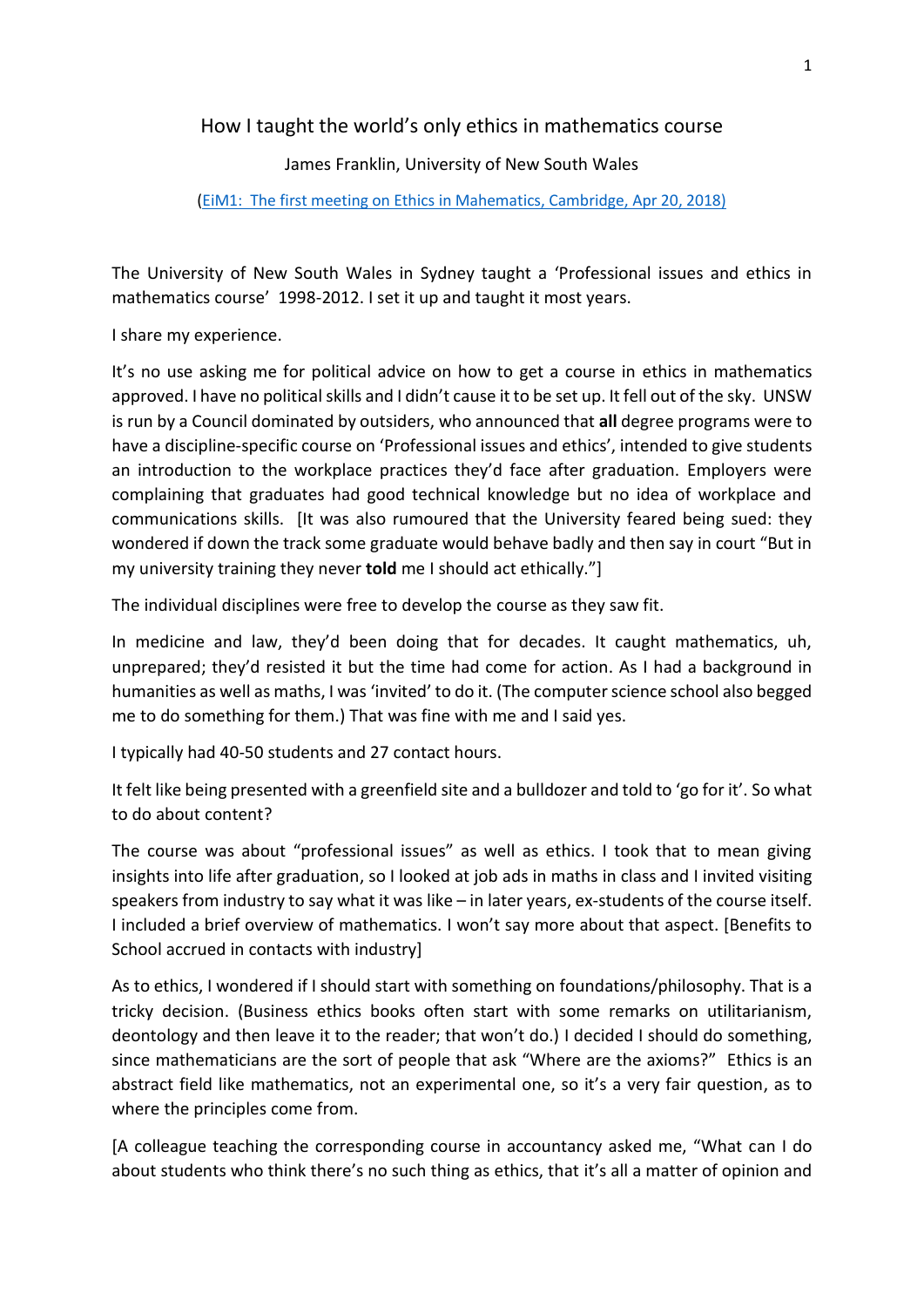# How I taught the world's only ethics in mathematics course

James Franklin, University of New South Wales

(EiM1: The first meeting on Ethics in Mahematics, Cambridge, Apr 20, 2018)

The University of New South Wales in Sydney taught a 'Professional issues and ethics in mathematics course' 1998-2012. I set it up and taught it most years.

I share my experience.

It's no use asking me for political advice on how to get a course in ethics in mathematics approved. I have no political skills and I didn't cause it to be set up. It fell out of the sky. UNSW is run by a Council dominated by outsiders, who announced that **all** degree programs were to have a discipline-specific course on 'Professional issues and ethics', intended to give students an introduction to the workplace practices they'd face after graduation. Employers were complaining that graduates had good technical knowledge but no idea of workplace and communications skills. [It was also rumoured that the University feared being sued: they wondered if down the track some graduate would behave badly and then say in court "But in my university training they never **told** me I should act ethically."]

The individual disciplines were free to develop the course as they saw fit.

In medicine and law, they'd been doing that for decades. It caught mathematics, uh, unprepared; they'd resisted it but the time had come for action. As I had a background in humanities as well as maths, I was 'invited' to do it. (The computer science school also begged me to do something for them.) That was fine with me and I said yes.

I typically had 40-50 students and 27 contact hours.

It felt like being presented with a greenfield site and a bulldozer and told to 'go for it'. So what to do about content?

The course was about "professional issues" as well as ethics. I took that to mean giving insights into life after graduation, so I looked at job ads in maths in class and I invited visiting speakers from industry to say what it was like – in later years, ex-students of the course itself. I included a brief overview of mathematics. I won't say more about that aspect. [Benefits to School accrued in contacts with industry]

As to ethics, I wondered if I should start with something on foundations/philosophy. That is a tricky decision. (Business ethics books often start with some remarks on utilitarianism, deontology and then leave it to the reader; that won't do.) I decided I should do something, since mathematicians are the sort of people that ask "Where are the axioms?" Ethics is an abstract field like mathematics, not an experimental one, so it's a very fair question, as to where the principles come from.

[A colleague teaching the corresponding course in accountancy asked me, "What can I do about students who think there's no such thing as ethics, that it's all a matter of opinion and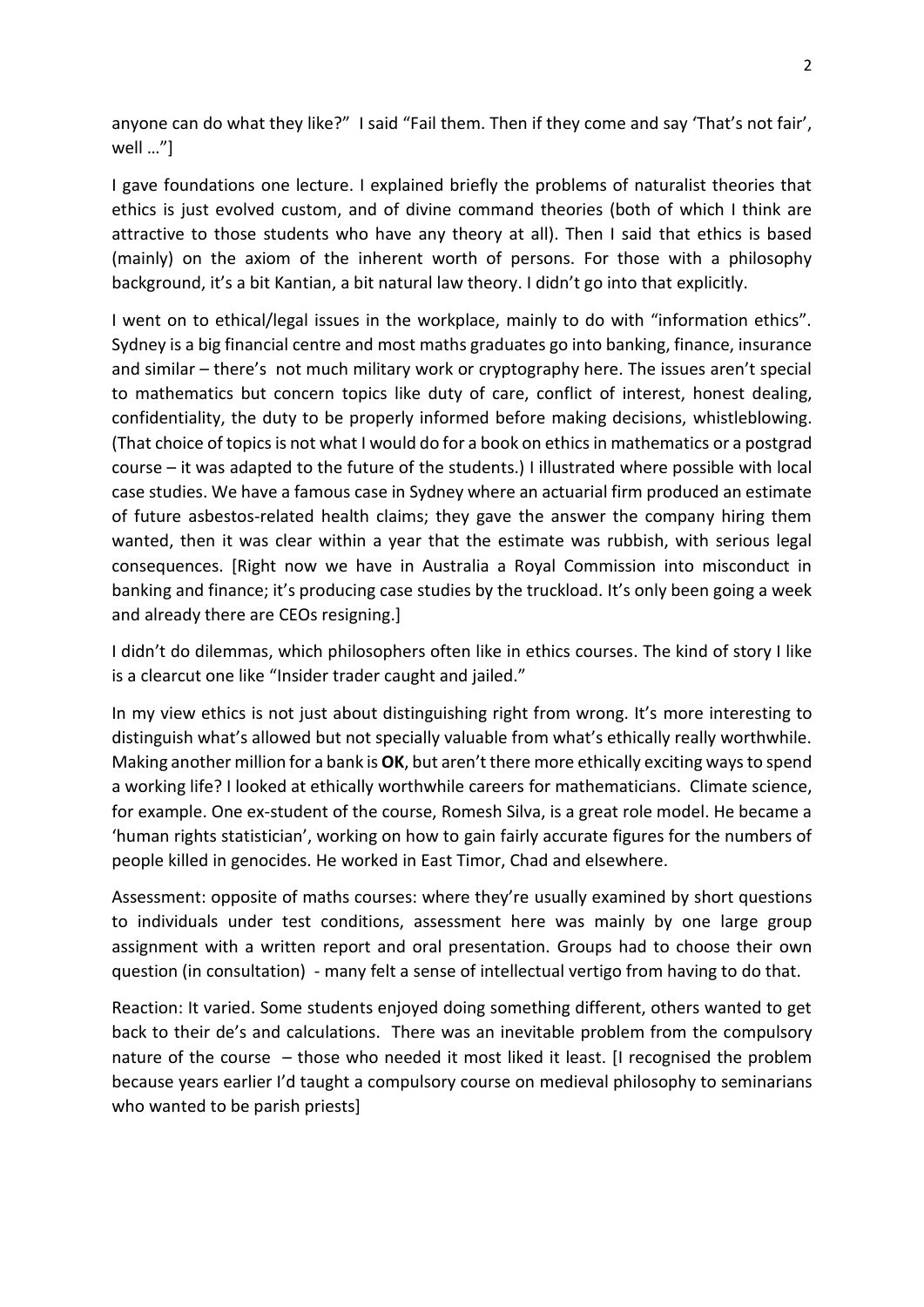anyone can do what they like?" I said "Fail them. Then if they come and say 'That's not fair', well …"]

I gave foundations one lecture. I explained briefly the problems of naturalist theories that ethics is just evolved custom, and of divine command theories (both of which I think are attractive to those students who have any theory at all). Then I said that ethics is based (mainly) on the axiom of the inherent worth of persons. For those with a philosophy background, it's a bit Kantian, a bit natural law theory. I didn't go into that explicitly.

I went on to ethical/legal issues in the workplace, mainly to do with "information ethics". Sydney is a big financial centre and most maths graduates go into banking, finance, insurance and similar – there's not much military work or cryptography here. The issues aren't special to mathematics but concern topics like duty of care, conflict of interest, honest dealing, confidentiality, the duty to be properly informed before making decisions, whistleblowing. (That choice of topics is not what I would do for a book on ethics in mathematics or a postgrad course – it was adapted to the future of the students.) I illustrated where possible with local case studies. We have a famous case in Sydney where an actuarial firm produced an estimate of future asbestos-related health claims; they gave the answer the company hiring them wanted, then it was clear within a year that the estimate was rubbish, with serious legal consequences. [Right now we have in Australia a Royal Commission into misconduct in banking and finance; it's producing case studies by the truckload. It's only been going a week and already there are CEOs resigning.]

I didn't do dilemmas, which philosophers often like in ethics courses. The kind of story I like is a clearcut one like "Insider trader caught and jailed."

In my view ethics is not just about distinguishing right from wrong. It's more interesting to distinguish what's allowed but not specially valuable from what's ethically really worthwhile. Making another million for a bank is **OK**, but aren't there more ethically exciting ways to spend a working life? I looked at ethically worthwhile careers for mathematicians. Climate science, for example. One ex-student of the course, Romesh Silva, is a great role model. He became a 'human rights statistician', working on how to gain fairly accurate figures for the numbers of people killed in genocides. He worked in East Timor, Chad and elsewhere.

Assessment: opposite of maths courses: where they're usually examined by short questions to individuals under test conditions, assessment here was mainly by one large group assignment with a written report and oral presentation. Groups had to choose their own question (in consultation) - many felt a sense of intellectual vertigo from having to do that.

Reaction: It varied. Some students enjoyed doing something different, others wanted to get back to their de's and calculations. There was an inevitable problem from the compulsory nature of the course – those who needed it most liked it least. [I recognised the problem because years earlier I'd taught a compulsory course on medieval philosophy to seminarians who wanted to be parish priests]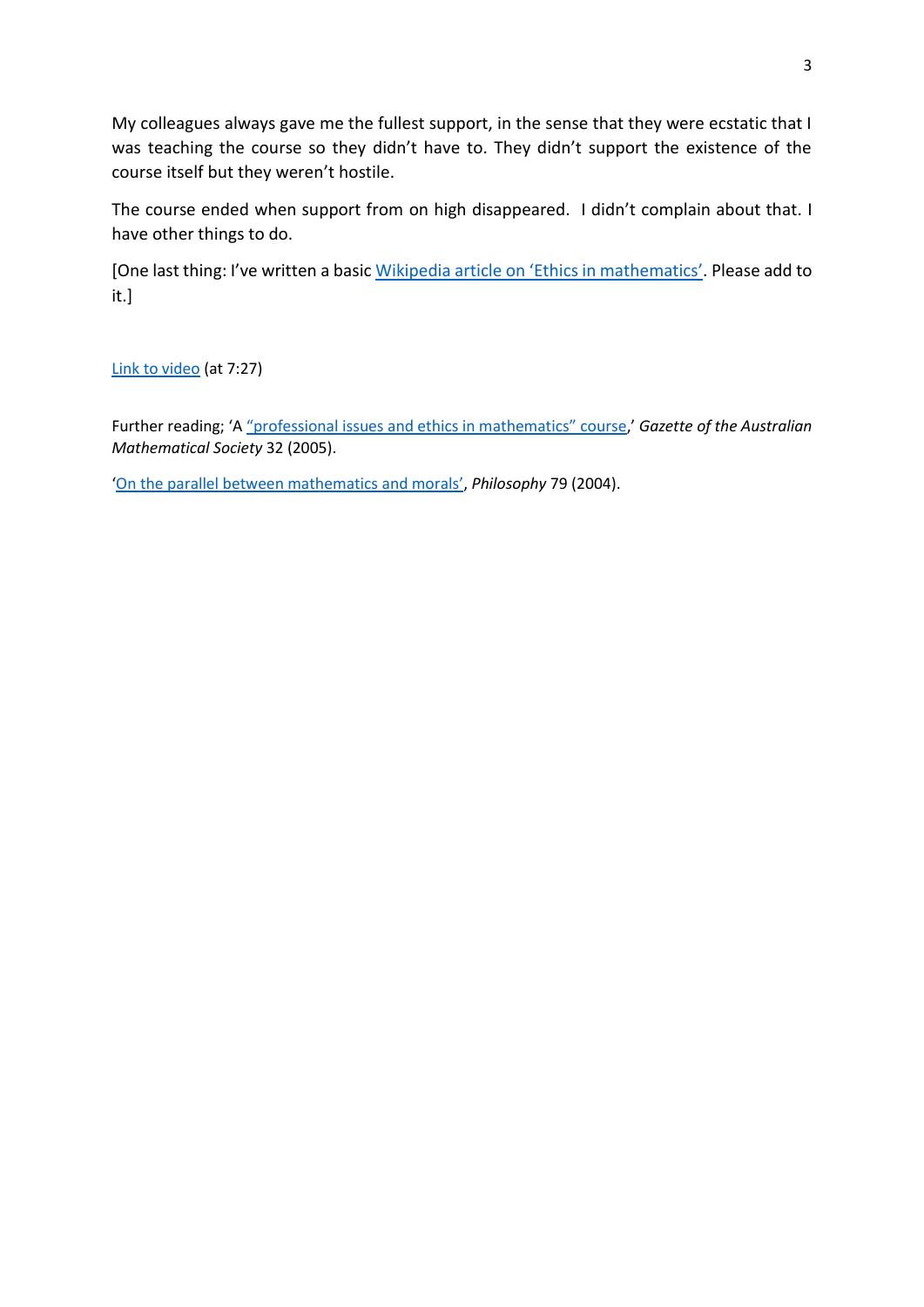My colleagues always gave me the fullest support, in the sense that they were ecstatic that I was teaching the course so they didn't have to. They didn't support the existence of the course itself but they weren't hostile.

The course ended when support from on high disappeared. I didn't complain about that. I have other things to do.

[One last thing: I've written a basic Wikipedia article on 'Ethics in mathematics'. Please add to it.]

Link to video (at 7:27)

Further reading; 'A "professional issues and ethics in mathematics" course,' *Gazette of the Australian Mathematical Society* 32 (2005).

'On the parallel between mathematics and morals', *Philosophy* 79 (2004).